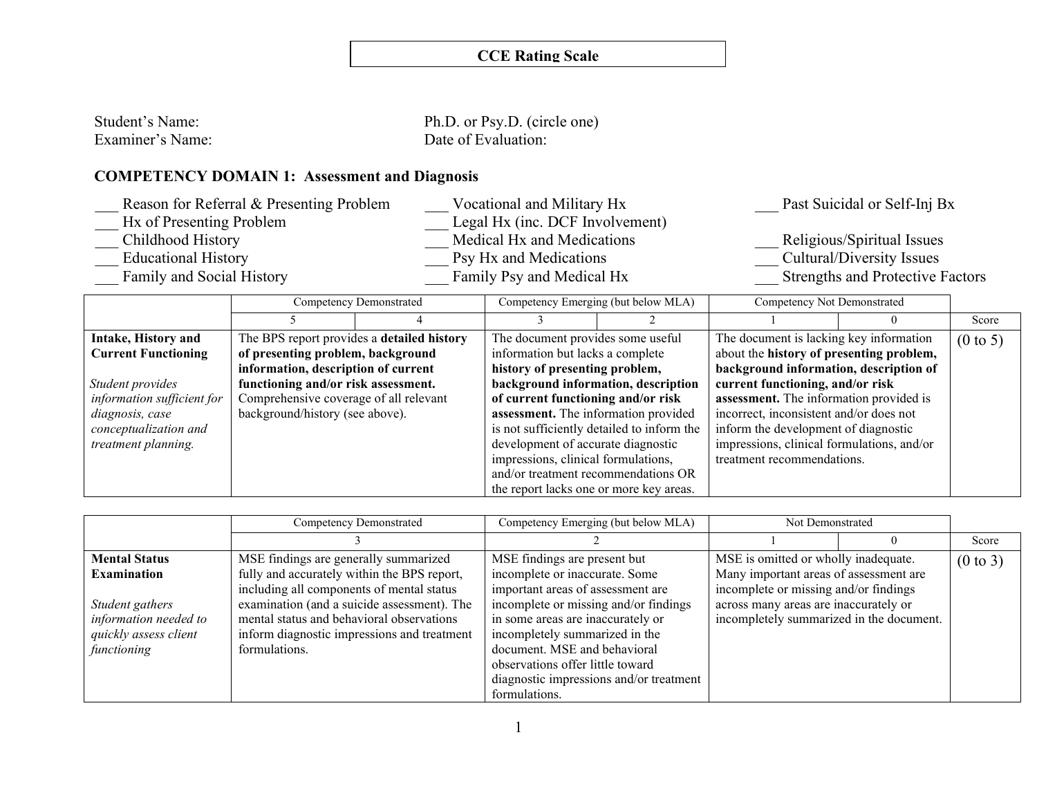# CCE Rating Scale

Student's Name: Ph.D. or Psy.D. (circle one)
Examiner's Name: Date of Evaluation:

## COMPETENCY DOMAIN 1: Assessment and Diagnosis

___ Reason for Referral & Presenting Problem
___ Hx of Presenting Problem
___ Childhood History
___ Educational History
___ Family and Social History
___ Vocational and Military Hx
___ Legal Hx (inc. DCF Involvement)
___ Medical Hx and Medications
___ Psy Hx and Medications
___ Family Psy and Medical Hx
___ Past Suicidal or Self-Inj Bx
___ Religious/Spiritual Issues
___ Cultural/Diversity Issues
___ Strengths and Protective Factors

| | Competency Demonstrated | | Competency Emerging (but below MLA) | | Competency Not Demonstrated | | |
|---|---|---|---|---|---|---|---|
| | 5 | 4 | 3 | 2 | 1 | 0 | Score |
| **Intake, History and Current Functioning** *Student provides information sufficient for diagnosis, case conceptualization and treatment planning.* | The BPS report provides a **detailed history of presenting problem, background information, description of current functioning and/or risk assessment.** Comprehensive coverage of all relevant background/history (see above). | | The document provides some useful information but lacks a complete **history of presenting problem, background information, description of current functioning and/or risk assessment.** The information provided is not sufficiently detailed to inform the development of accurate diagnostic impressions, clinical formulations, and/or treatment recommendations OR the report lacks one or more key areas. | | The document is lacking key information about the **history of presenting problem, background information, description of current functioning, and/or risk assessment.** The information provided is incorrect, inconsistent and/or does not inform the development of diagnostic impressions, clinical formulations, and/or treatment recommendations. | | (0 to 5) |

| | Competency Demonstrated | Competency Emerging (but below MLA) | Not Demonstrated | | |
|---|---|---|---|---|---|
| | 3 | 2 | 1 | 0 | Score |
| **Mental Status Examination** *Student gathers information needed to quickly assess client functioning* | MSE findings are generally summarized fully and accurately within the BPS report, including all components of mental status examination (and a suicide assessment). The mental status and behavioral observations inform diagnostic impressions and treatment formulations. | MSE findings are present but incomplete or inaccurate. Some important areas of assessment are incomplete or missing and/or findings in some areas are inaccurately or incompletely summarized in the document. MSE and behavioral observations offer little toward diagnostic impressions and/or treatment formulations. | MSE is omitted or wholly inadequate. Many important areas of assessment are incomplete or missing and/or findings across many areas are inaccurately or incompletely summarized in the document. | | (0 to 3) |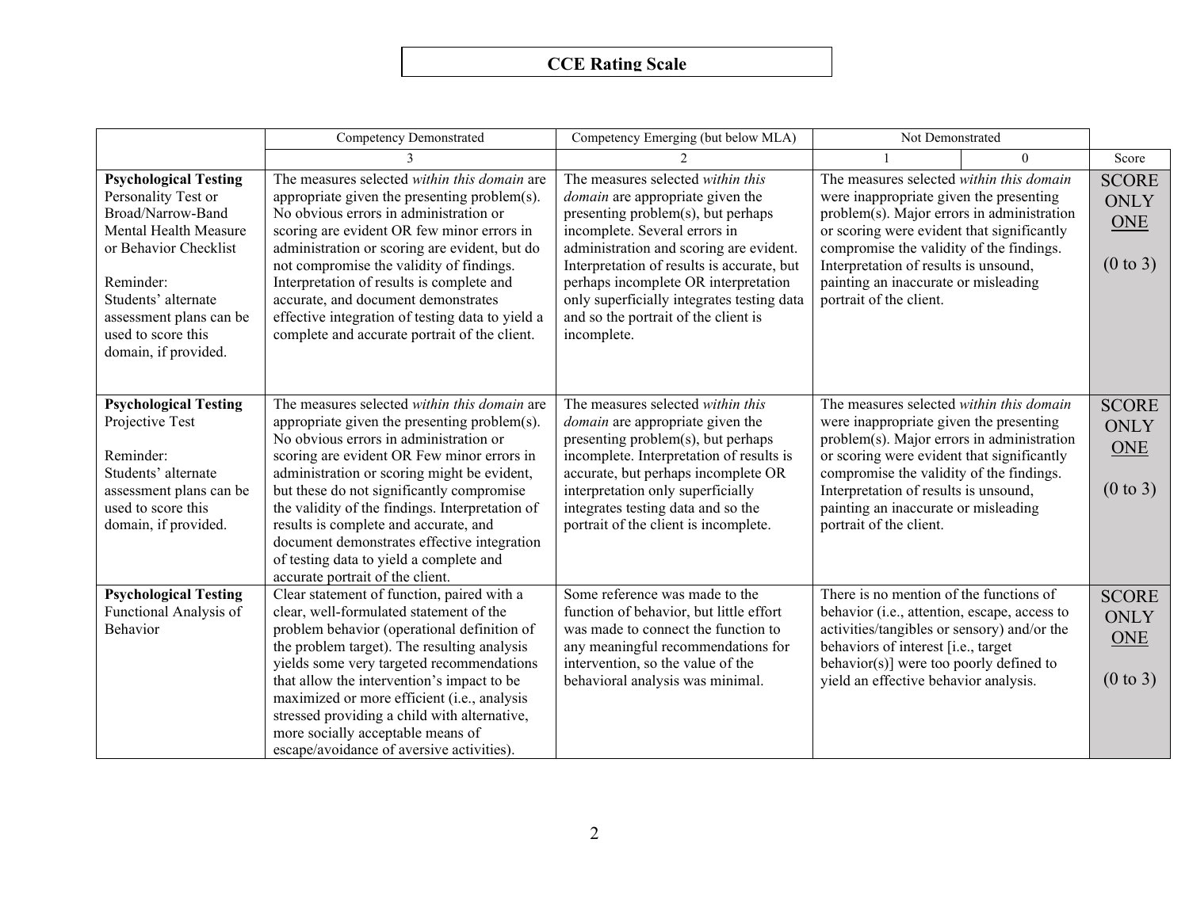# CCE Rating Scale

| | Competency Demonstrated | Competency Emerging (but below MLA) | Not Demonstrated | | |
|---|---|---|---|---|---|
| | 3 | 2 | 1 | 0 | Score |
| **Psychological Testing** Personality Test or Broad/Narrow-Band Mental Health Measure or Behavior Checklist<br><br>Reminder:<br>Students' alternate assessment plans can be used to score this domain, if provided. | The measures selected *within this domain* are appropriate given the presenting problem(s). No obvious errors in administration or scoring are evident OR few minor errors in administration or scoring are evident, but do not compromise the validity of findings. Interpretation of results is complete and accurate, and document demonstrates effective integration of testing data to yield a complete and accurate portrait of the client. | The measures selected *within this domain* are appropriate given the presenting problem(s), but perhaps incomplete. Several errors in administration and scoring are evident. Interpretation of results is accurate, but perhaps incomplete OR interpretation only superficially integrates testing data and so the portrait of the client is incomplete. | The measures selected *within this domain* were inappropriate given the presenting problem(s). Major errors in administration or scoring were evident that significantly compromise the validity of the findings. Interpretation of results is unsound, painting an inaccurate or misleading portrait of the client. | | SCORE ONLY ONE<br><br>(0 to 3) |
| **Psychological Testing** Projective Test<br><br>Reminder:<br>Students' alternate assessment plans can be used to score this domain, if provided. | The measures selected *within this domain* are appropriate given the presenting problem(s). No obvious errors in administration or scoring are evident OR Few minor errors in administration or scoring might be evident, but these do not significantly compromise the validity of the findings. Interpretation of results is complete and accurate, and document demonstrates effective integration of testing data to yield a complete and accurate portrait of the client. | The measures selected *within this domain* are appropriate given the presenting problem(s), but perhaps incomplete. Interpretation of results is accurate, but perhaps incomplete OR interpretation only superficially integrates testing data and so the portrait of the client is incomplete. | The measures selected *within this domain* were inappropriate given the presenting problem(s). Major errors in administration or scoring were evident that significantly compromise the validity of the findings. Interpretation of results is unsound, painting an inaccurate or misleading portrait of the client. | | SCORE ONLY ONE<br><br>(0 to 3) |
| **Psychological Testing** Functional Analysis of Behavior | Clear statement of function, paired with a clear, well-formulated statement of the problem behavior (operational definition of the problem target). The resulting analysis yields some very targeted recommendations that allow the intervention's impact to be maximized or more efficient (i.e., analysis stressed providing a child with alternative, more socially acceptable means of escape/avoidance of aversive activities). | Some reference was made to the function of behavior, but little effort was made to connect the function to any meaningful recommendations for intervention, so the value of the behavioral analysis was minimal. | There is no mention of the functions of behavior (i.e., attention, escape, access to activities/tangibles or sensory) and/or the behaviors of interest [i.e., target behavior(s)] were too poorly defined to yield an effective behavior analysis. | | SCORE ONLY ONE<br><br>(0 to 3) |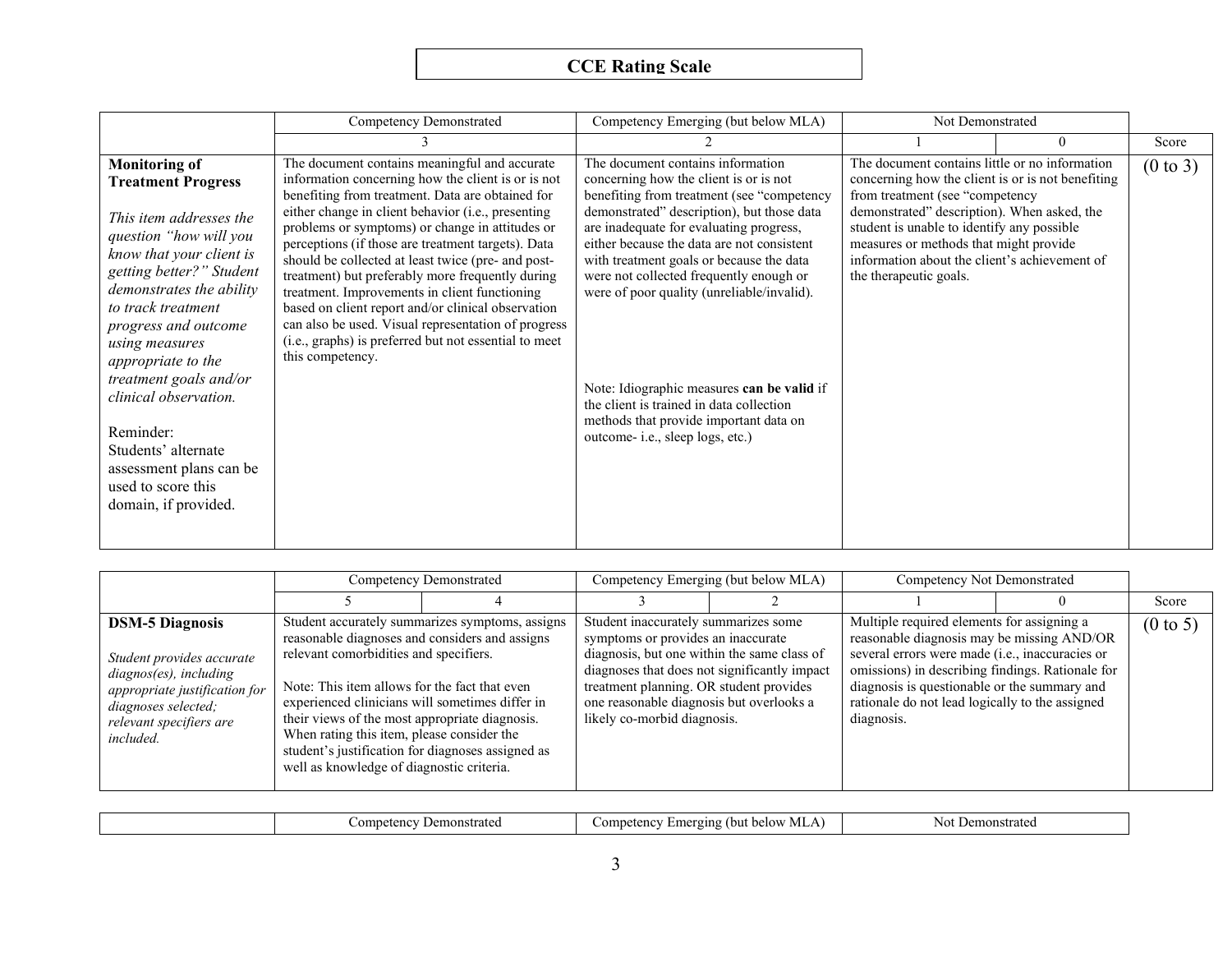# CCE Rating Scale

| | Competency Demonstrated | Competency Emerging (but below MLA) | Not Demonstrated | | |
|---|---|---|---|---|---|
| | 3 | 2 | 1 | 0 | Score |
| **Monitoring of Treatment Progress**<br><br>*This item addresses the question "how will you know that your client is getting better?" Student demonstrates the ability to track treatment progress and outcome using measures appropriate to the treatment goals and/or clinical observation.*<br><br>Reminder:<br>Students' alternate assessment plans can be used to score this domain, if provided. | The document contains meaningful and accurate information concerning how the client is or is not benefiting from treatment. Data are obtained for either change in client behavior (i.e., presenting problems or symptoms) or change in attitudes or perceptions (if those are treatment targets). Data should be collected at least twice (pre- and post-treatment) but preferably more frequently during treatment. Improvements in client functioning based on client report and/or clinical observation can also be used. Visual representation of progress (i.e., graphs) is preferred but not essential to meet this competency. | The document contains information concerning how the client is or is not benefiting from treatment (see "competency demonstrated" description), but those data are inadequate for evaluating progress, either because the data are not consistent with treatment goals or because the data were not collected frequently enough or were of poor quality (unreliable/invalid).<br><br>Note: Idiographic measures **can be valid** if the client is trained in data collection methods that provide important data on outcome- i.e., sleep logs, etc.) | The document contains little or no information concerning how the client is or is not benefiting from treatment (see "competency demonstrated" description). When asked, the student is unable to identify any possible measures or methods that might provide information about the client's achievement of the therapeutic goals. | | (0 to 3) |

| | Competency Demonstrated | | Competency Emerging (but below MLA) | | Competency Not Demonstrated | | |
|---|---|---|---|---|---|---|---|
| | 5 | 4 | 3 | 2 | 1 | 0 | Score |
| **DSM-5 Diagnosis**<br><br>*Student provides accurate diagnos(es), including appropriate justification for diagnoses selected; relevant specifiers are included.* | Student accurately summarizes symptoms, assigns reasonable diagnoses and considers and assigns relevant comorbidities and specifiers.<br><br>Note: This item allows for the fact that even experienced clinicians will sometimes differ in their views of the most appropriate diagnosis. When rating this item, please consider the student's justification for diagnoses assigned as well as knowledge of diagnostic criteria. | | Student inaccurately summarizes some symptoms or provides an inaccurate diagnosis, but one within the same class of diagnoses that does not significantly impact treatment planning. OR student provides one reasonable diagnosis but overlooks a likely co-morbid diagnosis. | | Multiple required elements for assigning a reasonable diagnosis may be missing AND/OR several errors were made (i.e., inaccuracies or omissions) in describing findings. Rationale for diagnosis is questionable or the summary and rationale do not lead logically to the assigned diagnosis. | | (0 to 5) |

| | Competency Demonstrated | Competency Emerging (but below MLA) | Not Demonstrated |
|---|---|---|---|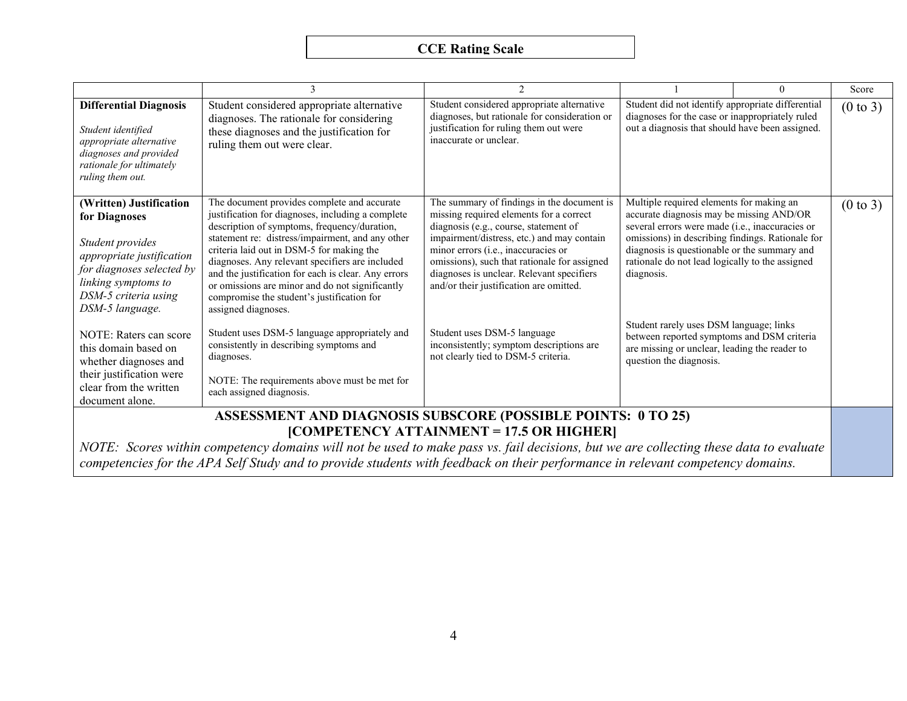# CCE Rating Scale

| | 3 | 2 | 1 | 0 | Score |
|---|---|---|---|---|---|
| **Differential Diagnosis**<br><br>*Student identified appropriate alternative diagnoses and provided rationale for ultimately ruling them out.* | Student considered appropriate alternative diagnoses. The rationale for considering these diagnoses and the justification for ruling them out were clear. | Student considered appropriate alternative diagnoses, but rationale for consideration or justification for ruling them out were inaccurate or unclear. | Student did not identify appropriate differential diagnoses for the case or inappropriately ruled out a diagnosis that should have been assigned. | | (0 to 3) |
| **(Written) Justification for Diagnoses**<br><br>*Student provides appropriate justification for diagnoses selected by linking symptoms to DSM-5 criteria using DSM-5 language.*<br><br>NOTE: Raters can score this domain based on whether diagnoses and their justification were clear from the written document alone. | The document provides complete and accurate justification for diagnoses, including a complete description of symptoms, frequency/duration, statement re: distress/impairment, and any other criteria laid out in DSM-5 for making the diagnoses. Any relevant specifiers are included and the justification for each is clear. Any errors or omissions are minor and do not significantly compromise the student's justification for assigned diagnoses.<br><br>Student uses DSM-5 language appropriately and consistently in describing symptoms and diagnoses.<br><br>NOTE: The requirements above must be met for each assigned diagnosis. | The summary of findings in the document is missing required elements for a correct diagnosis (e.g., course, statement of impairment/distress, etc.) and may contain minor errors (i.e., inaccuracies or omissions), such that rationale for assigned diagnoses is unclear. Relevant specifiers and/or their justification are omitted.<br><br>Student uses DSM-5 language inconsistently; symptom descriptions are not clearly tied to DSM-5 criteria. | Multiple required elements for making an accurate diagnosis may be missing AND/OR several errors were made (i.e., inaccuracies or omissions) in describing findings. Rationale for diagnosis is questionable or the summary and rationale do not lead logically to the assigned diagnosis.<br><br>Student rarely uses DSM language; links between reported symptoms and DSM criteria are missing or unclear, leading the reader to question the diagnosis. | | (0 to 3) |
| **ASSESSMENT AND DIAGNOSIS SUBSCORE (POSSIBLE POINTS: 0 TO 25)<br>[COMPETENCY ATTAINMENT = 17.5 OR HIGHER]**<br>*NOTE: Scores within competency domains will not be used to make pass vs. fail decisions, but we are collecting these data to evaluate competencies for the APA Self Study and to provide students with feedback on their performance in relevant competency domains.* | | | | | |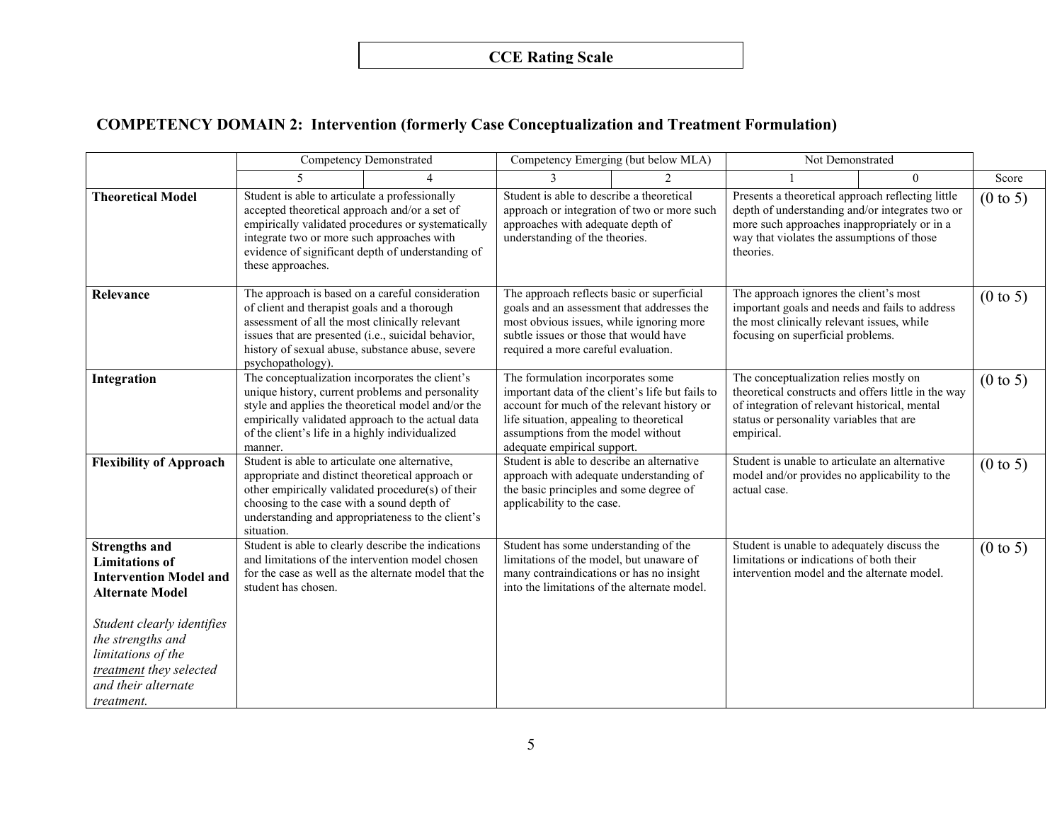# CCE Rating Scale

## COMPETENCY DOMAIN 2: Intervention (formerly Case Conceptualization and Treatment Formulation)

| | Competency Demonstrated | | Competency Emerging (but below MLA) | | Not Demonstrated | | |
|---|---|---|---|---|---|---|---|
| | 5 | 4 | 3 | 2 | 1 | 0 | Score |
| **Theoretical Model** | Student is able to articulate a professionally accepted theoretical approach and/or a set of empirically validated procedures or systematically integrate two or more such approaches with evidence of significant depth of understanding of these approaches. | | Student is able to describe a theoretical approach or integration of two or more such approaches with adequate depth of understanding of the theories. | | Presents a theoretical approach reflecting little depth of understanding and/or integrates two or more such approaches inappropriately or in a way that violates the assumptions of those theories. | | (0 to 5) |
| **Relevance** | The approach is based on a careful consideration of client and therapist goals and a thorough assessment of all the most clinically relevant issues that are presented (i.e., suicidal behavior, history of sexual abuse, substance abuse, severe psychopathology). | | The approach reflects basic or superficial goals and an assessment that addresses the most obvious issues, while ignoring more subtle issues or those that would have required a more careful evaluation. | | The approach ignores the client's most important goals and needs and fails to address the most clinically relevant issues, while focusing on superficial problems. | | (0 to 5) |
| **Integration** | The conceptualization incorporates the client's unique history, current problems and personality style and applies the theoretical model and/or the empirically validated approach to the actual data of the client's life in a highly individualized manner. | | The formulation incorporates some important data of the client's life but fails to account for much of the relevant history or life situation, appealing to theoretical assumptions from the model without adequate empirical support. | | The conceptualization relies mostly on theoretical constructs and offers little in the way of integration of relevant historical, mental status or personality variables that are empirical. | | (0 to 5) |
| **Flexibility of Approach** | Student is able to articulate one alternative, appropriate and distinct theoretical approach or other empirically validated procedure(s) of their choosing to the case with a sound depth of understanding and appropriateness to the client's situation. | | Student is able to describe an alternative approach with adequate understanding of the basic principles and some degree of applicability to the case. | | Student is unable to articulate an alternative model and/or provides no applicability to the actual case. | | (0 to 5) |
| **Strengths and Limitations of Intervention Model and Alternate Model** *Student clearly identifies the strengths and limitations of the treatment they selected and their alternate treatment.* | Student is able to clearly describe the indications and limitations of the intervention model chosen for the case as well as the alternate model that the student has chosen. | | Student has some understanding of the limitations of the model, but unaware of many contraindications or has no insight into the limitations of the alternate model. | | Student is unable to adequately discuss the limitations or indications of both their intervention model and the alternate model. | | (0 to 5) |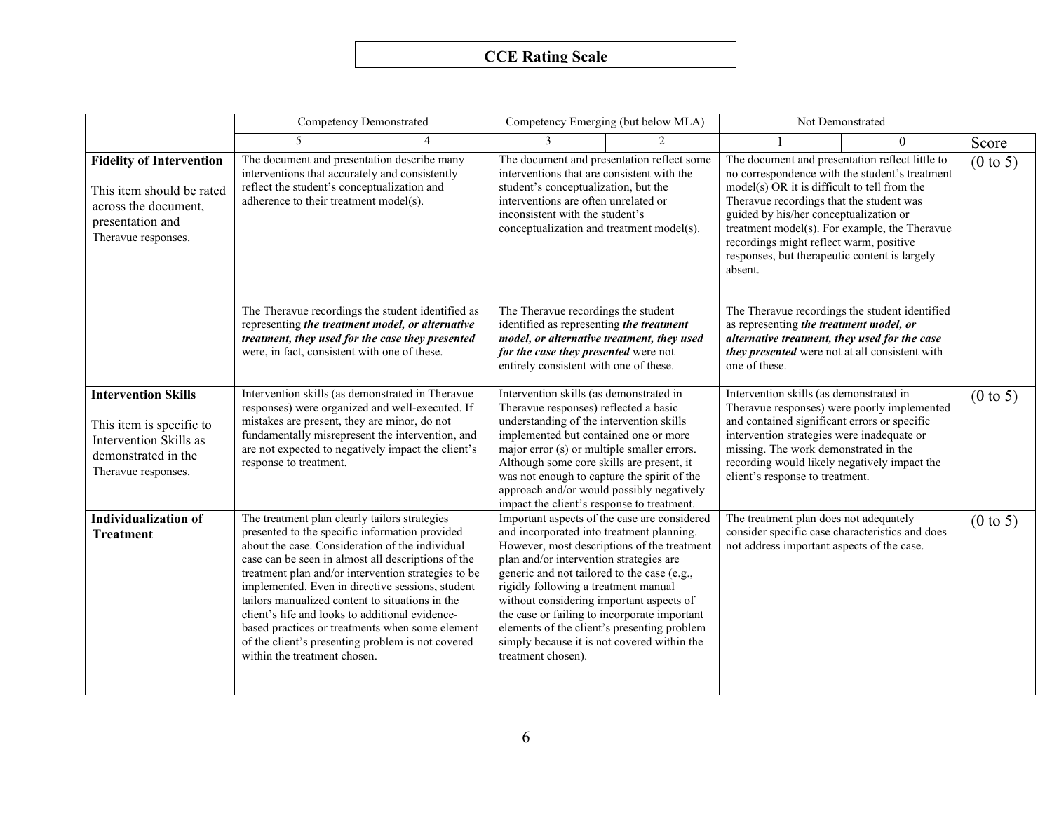# CCE Rating Scale

| | Competency Demonstrated | | Competency Emerging (but below MLA) | | Not Demonstrated | | |
|---|---|---|---|---|---|---|---|
| | 5 | 4 | 3 | 2 | 1 | 0 | Score |
| **Fidelity of Intervention**<br><br>This item should be rated across the document, presentation and Theravue responses. | The document and presentation describe many interventions that accurately and consistently reflect the student's conceptualization and adherence to their treatment model(s).<br><br>The Theravue recordings the student identified as representing ***the treatment model, or alternative treatment, they used for the case they presented*** were, in fact, consistent with one of these. | | The document and presentation reflect some interventions that are consistent with the student's conceptualization, but the interventions are often unrelated or inconsistent with the student's conceptualization and treatment model(s).<br><br>The Theravue recordings the student identified as representing ***the treatment model, or alternative treatment, they used for the case they presented*** were not entirely consistent with one of these. | | The document and presentation reflect little to no correspondence with the student's treatment model(s) OR it is difficult to tell from the Theravue recordings that the student was guided by his/her conceptualization or treatment model(s). For example, the Theravue recordings might reflect warm, positive responses, but therapeutic content is largely absent.<br><br>The Theravue recordings the student identified as representing ***the treatment model, or alternative treatment, they used for the case they presented*** were not at all consistent with one of these. | | (0 to 5) |
| **Intervention Skills**<br><br>This item is specific to Intervention Skills as demonstrated in the Theravue responses. | Intervention skills (as demonstrated in Theravue responses) were organized and well-executed. If mistakes are present, they are minor, do not fundamentally misrepresent the intervention, and are not expected to negatively impact the client's response to treatment. | | Intervention skills (as demonstrated in Theravue responses) reflected a basic understanding of the intervention skills implemented but contained one or more major error (s) or multiple smaller errors. Although some core skills are present, it was not enough to capture the spirit of the approach and/or would possibly negatively impact the client's response to treatment. | | Intervention skills (as demonstrated in Theravue responses) were poorly implemented and contained significant errors or specific intervention strategies were inadequate or missing. The work demonstrated in the recording would likely negatively impact the client's response to treatment. | | (0 to 5) |
| **Individualization of Treatment** | The treatment plan clearly tailors strategies presented to the specific information provided about the case. Consideration of the individual case can be seen in almost all descriptions of the treatment plan and/or intervention strategies to be implemented. Even in directive sessions, student tailors manualized content to situations in the client's life and looks to additional evidence-based practices or treatments when some element of the client's presenting problem is not covered within the treatment chosen. | | Important aspects of the case are considered and incorporated into treatment planning. However, most descriptions of the treatment plan and/or intervention strategies are generic and not tailored to the case (e.g., rigidly following a treatment manual without considering important aspects of the case or failing to incorporate important elements of the client's presenting problem simply because it is not covered within the treatment chosen). | | The treatment plan does not adequately consider specific case characteristics and does not address important aspects of the case. | | (0 to 5) |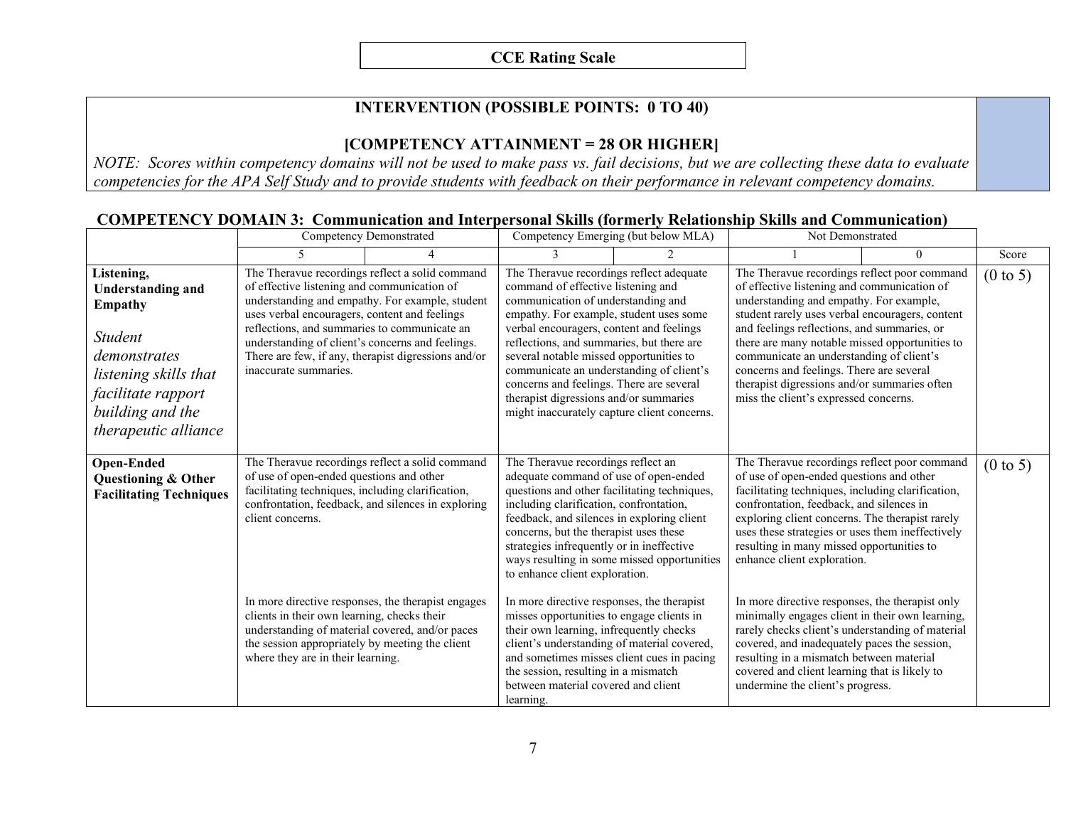**CCE Rating Scale**

| **INTERVENTION (POSSIBLE POINTS: 0 TO 40)**<br><br>**[COMPETENCY ATTAINMENT = 28 OR HIGHER]**<br>*NOTE: Scores within competency domains will not be used to make pass vs. fail decisions, but we are collecting these data to evaluate competencies for the APA Self Study and to provide students with feedback on their performance in relevant competency domains.* | |
|---|---|

## COMPETENCY DOMAIN 3: Communication and Interpersonal Skills (formerly Relationship Skills and Communication)

| | Competency Demonstrated | | Competency Emerging (but below MLA) | | Not Demonstrated | | |
|---|---|---|---|---|---|---|---|
| | 5 | 4 | 3 | 2 | 1 | 0 | Score |
| **Listening, Understanding and Empathy**<br><br>*Student demonstrates listening skills that facilitate rapport building and the therapeutic alliance* | The Theravue recordings reflect a solid command of effective listening and communication of understanding and empathy. For example, student uses verbal encouragers, content and feelings reflections, and summaries to communicate an understanding of client's concerns and feelings. There are few, if any, therapist digressions and/or inaccurate summaries. | | The Theravue recordings reflect adequate command of effective listening and communication of understanding and empathy. For example, student uses some verbal encouragers, content and feelings reflections, and summaries, but there are several notable missed opportunities to communicate an understanding of client's concerns and feelings. There are several therapist digressions and/or summaries might inaccurately capture client concerns. | | The Theravue recordings reflect poor command of effective listening and communication of understanding and empathy. For example, student rarely uses verbal encouragers, content and feelings reflections, and summaries, or there are many notable missed opportunities to communicate an understanding of client's concerns and feelings. There are several therapist digressions and/or summaries often miss the client's expressed concerns. | | (0 to 5) |
| **Open-Ended Questioning & Other Facilitating Techniques** | The Theravue recordings reflect a solid command of use of open-ended questions and other facilitating techniques, including clarification, confrontation, feedback, and silences in exploring client concerns.<br><br>In more directive responses, the therapist engages clients in their own learning, checks their understanding of material covered, and/or paces the session appropriately by meeting the client where they are in their learning. | | The Theravue recordings reflect an adequate command of use of open-ended questions and other facilitating techniques, including clarification, confrontation, feedback, and silences in exploring client concerns, but the therapist uses these strategies infrequently or in ineffective ways resulting in some missed opportunities to enhance client exploration.<br><br>In more directive responses, the therapist misses opportunities to engage clients in their own learning, infrequently checks client's understanding of material covered, and sometimes misses client cues in pacing the session, resulting in a mismatch between material covered and client learning. | | The Theravue recordings reflect poor command of use of open-ended questions and other facilitating techniques, including clarification, confrontation, feedback, and silences in exploring client concerns. The therapist rarely uses these strategies or uses them ineffectively resulting in many missed opportunities to enhance client exploration.<br><br>In more directive responses, the therapist only minimally engages client in their own learning, rarely checks client's understanding of material covered, and inadequately paces the session, resulting in a mismatch between material covered and client learning that is likely to undermine the client's progress. | | (0 to 5) |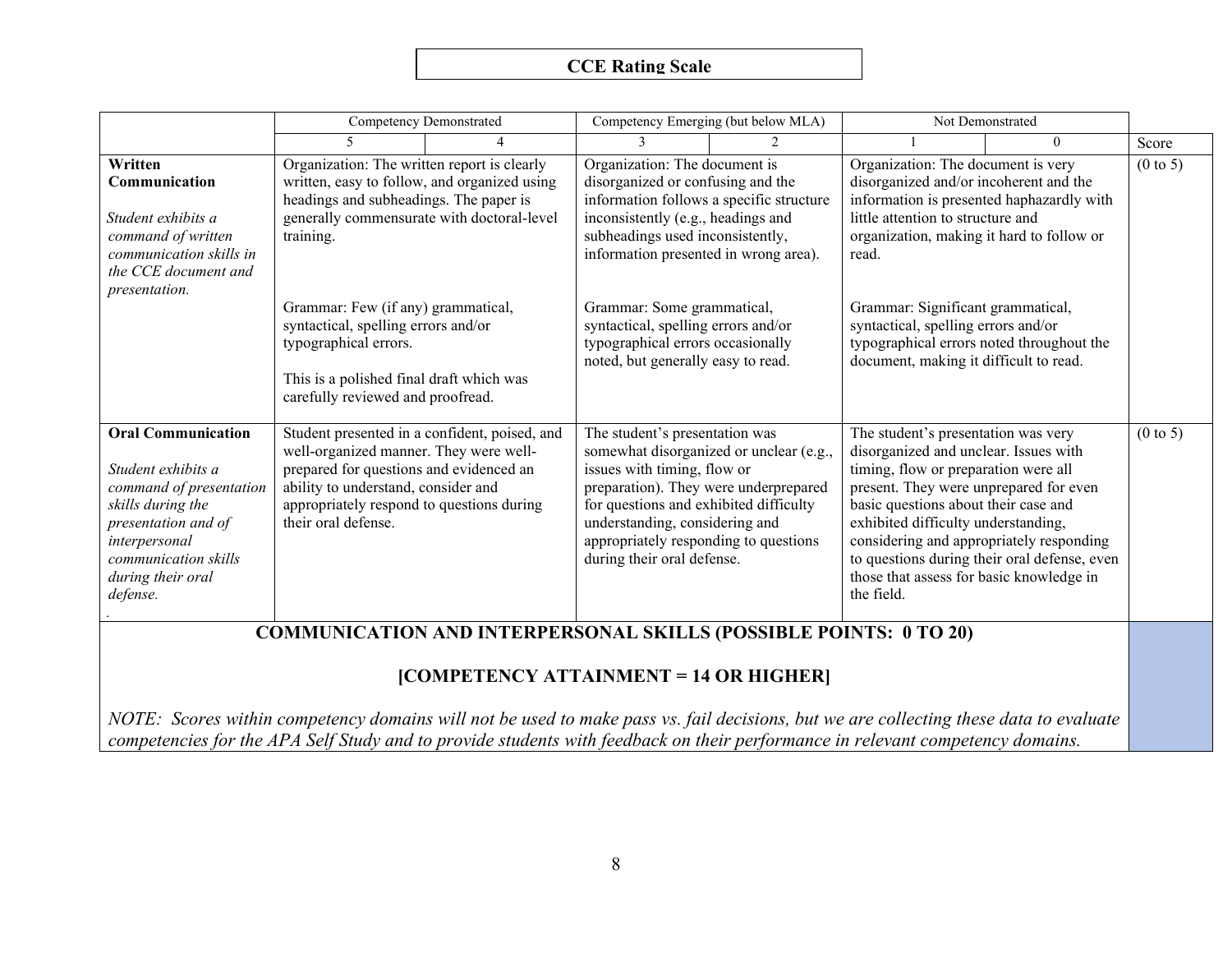## CCE Rating Scale

| | Competency Demonstrated | | Competency Emerging (but below MLA) | | Not Demonstrated | | |
|---|---|---|---|---|---|---|---|
| | 5 | 4 | 3 | 2 | 1 | 0 | Score |
| **Written Communication**<br><br>*Student exhibits a command of written communication skills in the CCE document and presentation.* | Organization: The written report is clearly written, easy to follow, and organized using headings and subheadings. The paper is generally commensurate with doctoral-level training.<br><br>Grammar: Few (if any) grammatical, syntactical, spelling errors and/or typographical errors.<br><br>This is a polished final draft which was carefully reviewed and proofread. | | Organization: The document is disorganized or confusing and the information follows a specific structure inconsistently (e.g., headings and subheadings used inconsistently, information presented in wrong area).<br><br>Grammar: Some grammatical, syntactical, spelling errors and/or typographical errors occasionally noted, but generally easy to read. | | Organization: The document is very disorganized and/or incoherent and the information is presented haphazardly with little attention to structure and organization, making it hard to follow or read.<br><br>Grammar: Significant grammatical, syntactical, spelling errors and/or typographical errors noted throughout the document, making it difficult to read. | | (0 to 5) |
| **Oral Communication**<br><br>*Student exhibits a command of presentation skills during the presentation and of interpersonal communication skills during their oral defense.* | Student presented in a confident, poised, and well-organized manner. They were well-prepared for questions and evidenced an ability to understand, consider and appropriately respond to questions during their oral defense. | | The student's presentation was somewhat disorganized or unclear (e.g., issues with timing, flow or preparation). They were underprepared for questions and exhibited difficulty understanding, considering and appropriately responding to questions during their oral defense. | | The student's presentation was very disorganized and unclear. Issues with timing, flow or preparation were all present. They were unprepared for even basic questions about their case and exhibited difficulty understanding, considering and appropriately responding to questions during their oral defense, even those that assess for basic knowledge in the field. | | (0 to 5) |
| **COMMUNICATION AND INTERPERSONAL SKILLS (POSSIBLE POINTS: 0 TO 20)**<br><br>**[COMPETENCY ATTAINMENT = 14 OR HIGHER]**<br><br>*NOTE: Scores within competency domains will not be used to make pass vs. fail decisions, but we are collecting these data to evaluate competencies for the APA Self Study and to provide students with feedback on their performance in relevant competency domains.* | | | | | | | |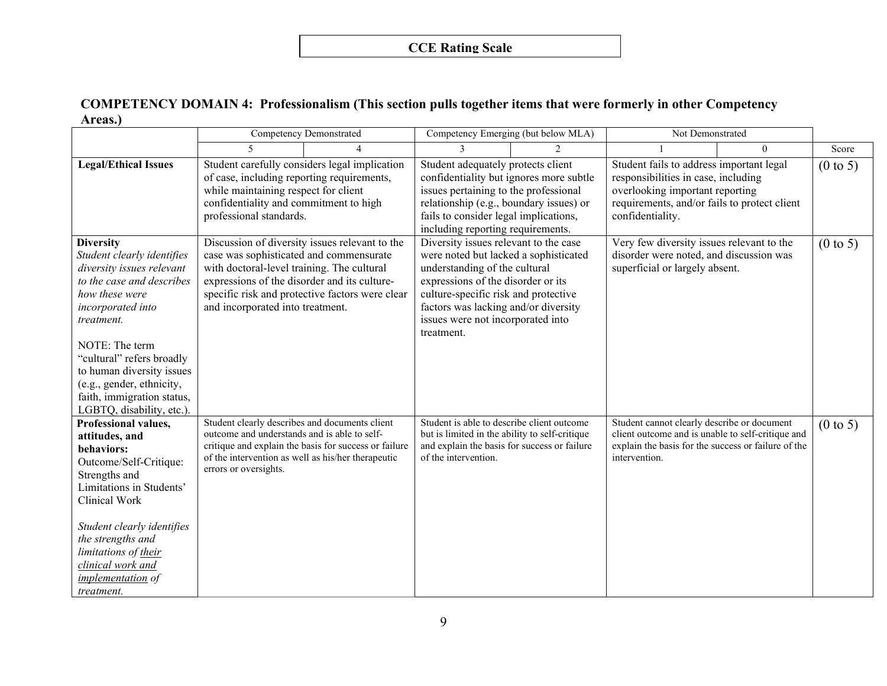# CCE Rating Scale

## COMPETENCY DOMAIN 4: Professionalism (This section pulls together items that were formerly in other Competency Areas.)

| | Competency Demonstrated | | Competency Emerging (but below MLA) | | Not Demonstrated | | |
|---|---|---|---|---|---|---|---|
| | 5 | 4 | 3 | 2 | 1 | 0 | Score |
| **Legal/Ethical Issues** | Student carefully considers legal implication of case, including reporting requirements, while maintaining respect for client confidentiality and commitment to high professional standards. | | Student adequately protects client confidentiality but ignores more subtle issues pertaining to the professional relationship (e.g., boundary issues) or fails to consider legal implications, including reporting requirements. | | Student fails to address important legal responsibilities in case, including overlooking important reporting requirements, and/or fails to protect client confidentiality. | | (0 to 5) |
| **Diversity**<br>*Student clearly identifies diversity issues relevant to the case and describes how these were incorporated into treatment.*<br><br>NOTE: The term "cultural" refers broadly to human diversity issues (e.g., gender, ethnicity, faith, immigration status, LGBTQ, disability, etc.). | Discussion of diversity issues relevant to the case was sophisticated and commensurate with doctoral-level training. The cultural expressions of the disorder and its culture-specific risk and protective factors were clear and incorporated into treatment. | | Diversity issues relevant to the case were noted but lacked a sophisticated understanding of the cultural expressions of the disorder or its culture-specific risk and protective factors was lacking and/or diversity issues were not incorporated into treatment. | | Very few diversity issues relevant to the disorder were noted, and discussion was superficial or largely absent. | | (0 to 5) |
| **Professional values, attitudes, and behaviors:**<br>Outcome/Self-Critique: Strengths and Limitations in Students' Clinical Work<br><br>*Student clearly identifies the strengths and limitations of <u>their clinical work and implementation</u> of treatment.* | Student clearly describes and documents client outcome and understands and is able to self-critique and explain the basis for success or failure of the intervention as well as his/her therapeutic errors or oversights. | | Student is able to describe client outcome but is limited in the ability to self-critique and explain the basis for success or failure of the intervention. | | Student cannot clearly describe or document client outcome and is unable to self-critique and explain the basis for the success or failure of the intervention. | | (0 to 5) |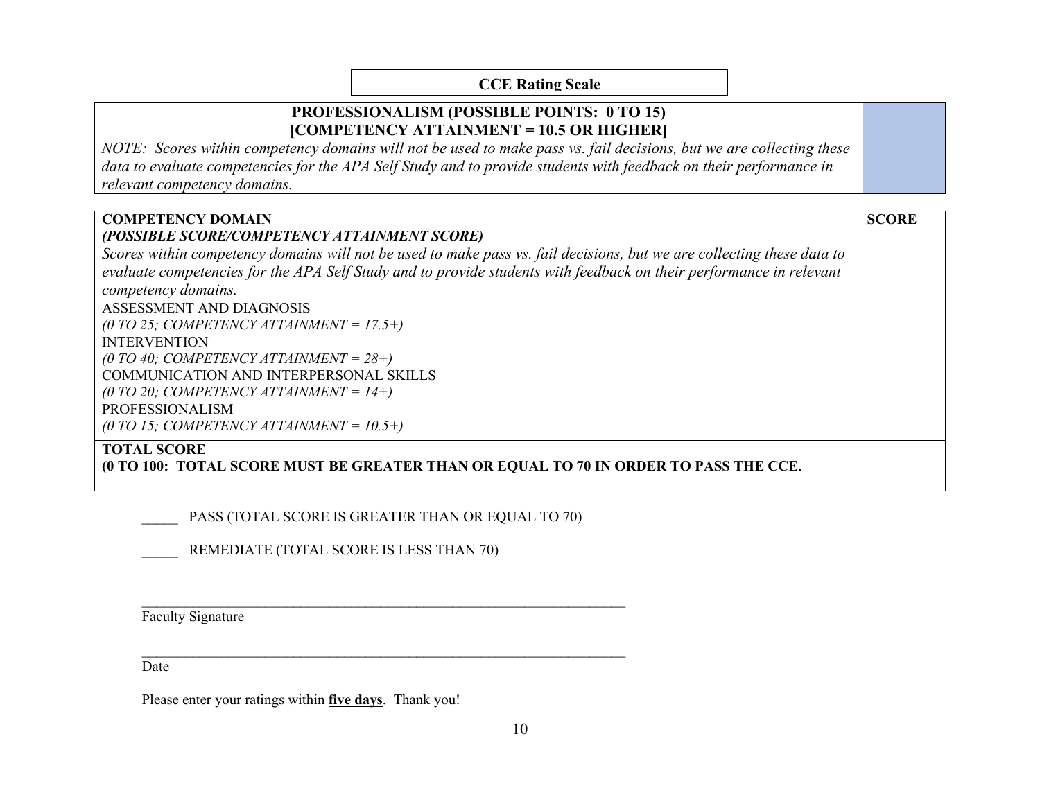**CCE Rating Scale**

| | |
|---|---|
| **PROFESSIONALISM (POSSIBLE POINTS: 0 TO 15)**<br>**[COMPETENCY ATTAINMENT = 10.5 OR HIGHER]**<br>*NOTE: Scores within competency domains will not be used to make pass vs. fail decisions, but we are collecting these data to evaluate competencies for the APA Self Study and to provide students with feedback on their performance in relevant competency domains.* | |

| **COMPETENCY DOMAIN**<br>***(POSSIBLE SCORE/COMPETENCY ATTAINMENT SCORE)***<br>*Scores within competency domains will not be used to make pass vs. fail decisions, but we are collecting these data to evaluate competencies for the APA Self Study and to provide students with feedback on their performance in relevant competency domains.* | **SCORE** |
|---|---|
| ASSESSMENT AND DIAGNOSIS<br>*(0 TO 25; COMPETENCY ATTAINMENT = 17.5+)* | |
| INTERVENTION<br>*(0 TO 40; COMPETENCY ATTAINMENT = 28+)* | |
| COMMUNICATION AND INTERPERSONAL SKILLS<br>*(0 TO 20; COMPETENCY ATTAINMENT = 14+)* | |
| PROFESSIONALISM<br>*(0 TO 15; COMPETENCY ATTAINMENT = 10.5+)* | |
| **TOTAL SCORE**<br>**(0 TO 100: TOTAL SCORE MUST BE GREATER THAN OR EQUAL TO 70 IN ORDER TO PASS THE CCE.** | |

_____ PASS (TOTAL SCORE IS GREATER THAN OR EQUAL TO 70)

_____ REMEDIATE (TOTAL SCORE IS LESS THAN 70)

_______________________________________________________________________

Faculty Signature

_______________________________________________________________________

Date

Please enter your ratings within **<u>five days</u>**. Thank you!